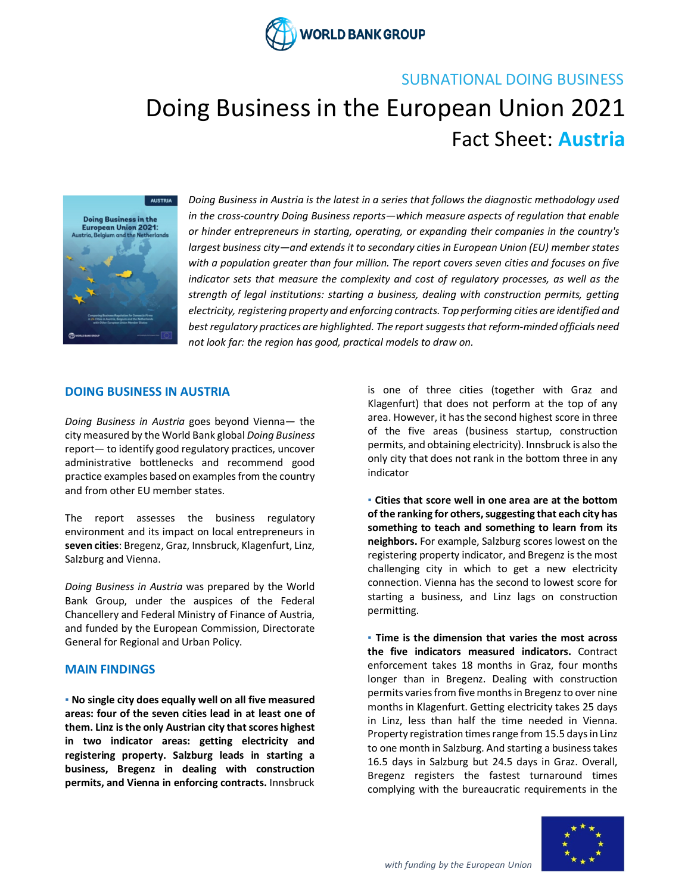WORLD BANK GROUP

SUBNATIONAL DOING BUSINESS

# Doing Business in the European Union 2021

## Fact Sheet: Austria

*Doing Business in Austria is the latest in a series that follows the diagnostic methodology used in the cross-country Doing Business reports—which measure aspects of regulation that enable or hinder entrepreneurs in starting, operating, or expanding their companies in the country's largest business city—and extends it to secondary cities in European Union (EU) member states with a population greater than four million. The report covers seven cities and focuses on five indicator sets that measure the complexity and cost of regulatory processes, as well as the strength of legal institutions: starting a business, dealing with construction permits, getting electricity, registering property and enforcing contracts. Top performing cities are identified and best regulatory practices are highlighted. The report suggests that reform-minded officials need not look far: the region has good, practical models to draw on.*

## DOING BUSINESS IN AUSTRIA

*Doing Business in Austria* goes beyond Vienna— the city measured by the World Bank global *Doing Business* report— to identify good regulatory practices, uncover administrative bottlenecks and recommend good practice examples based on examples from the country and from other EU member states.

The report assesses the business regulatory environment and its impact on local entrepreneurs in **seven cities**: Bregenz, Graz, Innsbruck, Klagenfurt, Linz, Salzburg and Vienna.

*Doing Business in Austria* was prepared by the World Bank Group, under the auspices of the Federal Chancellery and Federal Ministry of Finance of Austria, and funded by the European Commission, Directorate General for Regional and Urban Policy.

## MAIN FINDINGS

- **No single city does equally well on all five measured areas: four of the seven cities lead in at least one of them. Linz is the only Austrian city that scores highest in two indicator areas: getting electricity and registering property. Salzburg leads in starting a business, Bregenz in dealing with construction permits, and Vienna in enforcing contracts.** Innsbruck is one of three cities (together with Graz and Klagenfurt) that does not perform at the top of any area. However, it has the second highest score in three of the five areas (business startup, construction permits, and obtaining electricity). Innsbruck is also the only city that does not rank in the bottom three in any indicator

- **Cities that score well in one area are at the bottom of the ranking for others, suggesting that each city has something to teach and something to learn from its neighbors.** For example, Salzburg scores lowest on the registering property indicator, and Bregenz is the most challenging city in which to get a new electricity connection. Vienna has the second to lowest score for starting a business, and Linz lags on construction permitting.

- **Time is the dimension that varies the most across the five indicators measured indicators.** Contract enforcement takes 18 months in Graz, four months longer than in Bregenz. Dealing with construction permits varies from five months in Bregenz to over nine months in Klagenfurt. Getting electricity takes 25 days in Linz, less than half the time needed in Vienna. Property registration times range from 15.5 days in Linz to one month in Salzburg. And starting a business takes 16.5 days in Salzburg but 24.5 days in Graz. Overall, Bregenz registers the fastest turnaround times complying with the bureaucratic requirements in the

*with funding by the European Union*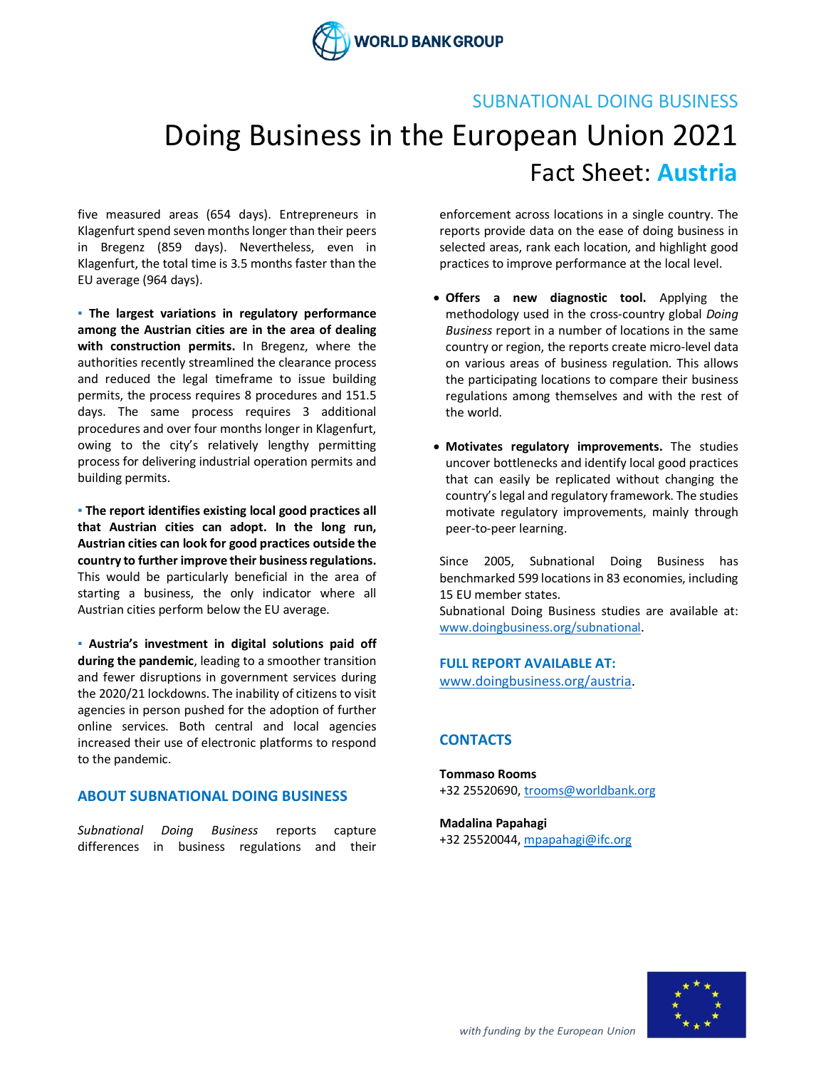five measured areas (654 days). Entrepreneurs in Klagenfurt spend seven months longer than their peers in Bregenz (859 days). Nevertheless, even in Klagenfurt, the total time is 3.5 months faster than the EU average (964 days).

▪ **The largest variations in regulatory performance among the Austrian cities are in the area of dealing with construction permits.** In Bregenz, where the authorities recently streamlined the clearance process and reduced the legal timeframe to issue building permits, the process requires 8 procedures and 151.5 days. The same process requires 3 additional procedures and over four months longer in Klagenfurt, owing to the city's relatively lengthy permitting process for delivering industrial operation permits and building permits.

▪ **The report identifies existing local good practices all that Austrian cities can adopt. In the long run, Austrian cities can look for good practices outside the country to further improve their business regulations.** This would be particularly beneficial in the area of starting a business, the only indicator where all Austrian cities perform below the EU average.

▪ **Austria's investment in digital solutions paid off during the pandemic**, leading to a smoother transition and fewer disruptions in government services during the 2020/21 lockdowns. The inability of citizens to visit agencies in person pushed for the adoption of further online services. Both central and local agencies increased their use of electronic platforms to respond to the pandemic.

## ABOUT SUBNATIONAL DOING BUSINESS

*Subnational Doing Business* reports capture differences in business regulations and their enforcement across locations in a single country. The reports provide data on the ease of doing business in selected areas, rank each location, and highlight good practices to improve performance at the local level.

- **Offers a new diagnostic tool.** Applying the methodology used in the cross-country global *Doing Business* report in a number of locations in the same country or region, the reports create micro-level data on various areas of business regulation. This allows the participating locations to compare their business regulations among themselves and with the rest of the world.

- **Motivates regulatory improvements.** The studies uncover bottlenecks and identify local good practices that can easily be replicated without changing the country's legal and regulatory framework. The studies motivate regulatory improvements, mainly through peer-to-peer learning.

Since 2005, Subnational Doing Business has benchmarked 599 locations in 83 economies, including 15 EU member states.
Subnational Doing Business studies are available at: www.doingbusiness.org/subnational.

## FULL REPORT AVAILABLE AT:

www.doingbusiness.org/austria.

## CONTACTS

**Tommaso Rooms**
+32 25520690, trooms@worldbank.org

**Madalina Papahagi**
+32 25520044, mpapahagi@ifc.org

*with funding by the European Union*